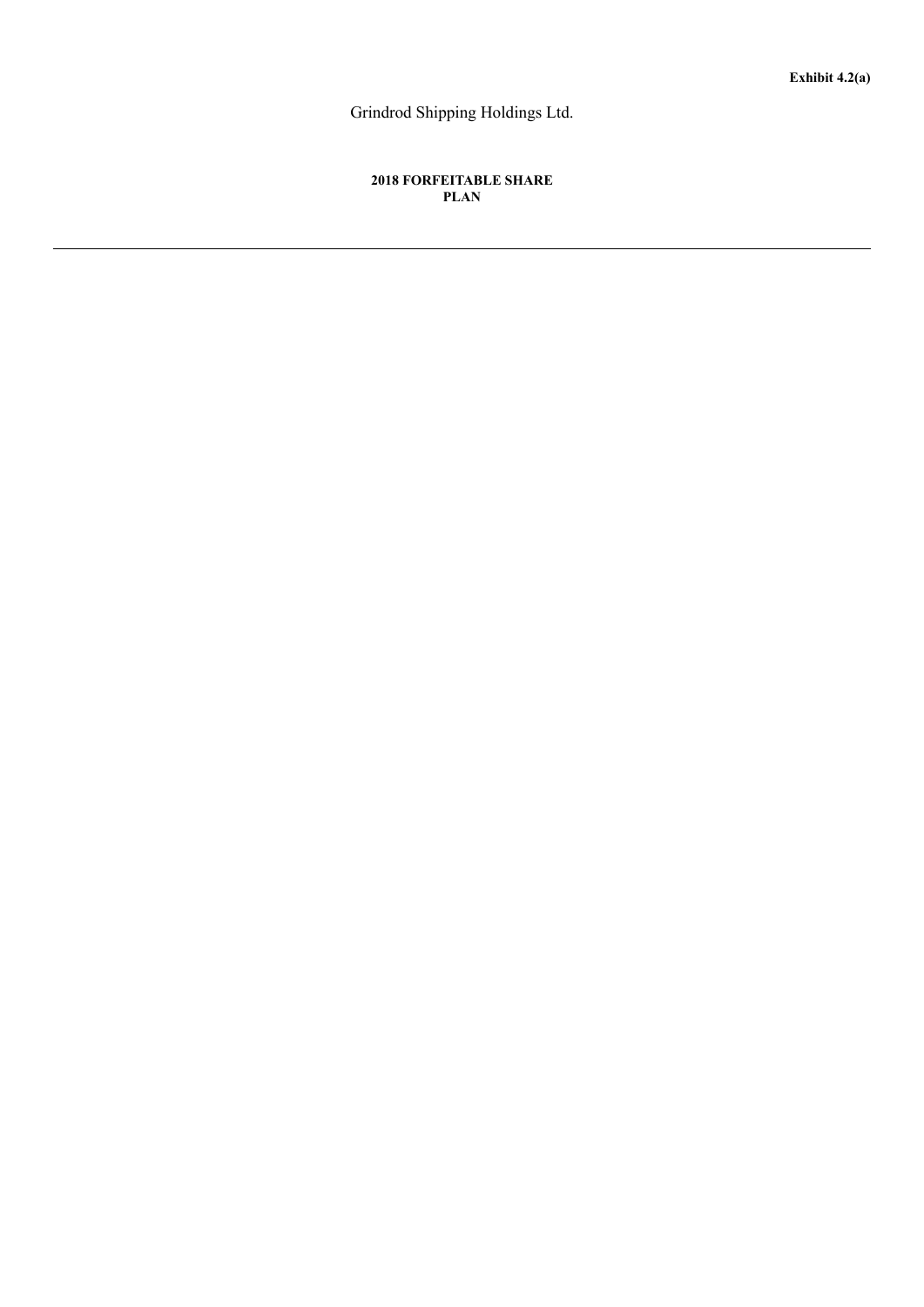**Exhibit 4.2(a)**

Grindrod Shipping Holdings Ltd.

# 2018 FORFEITABLE SHARE PLAN

---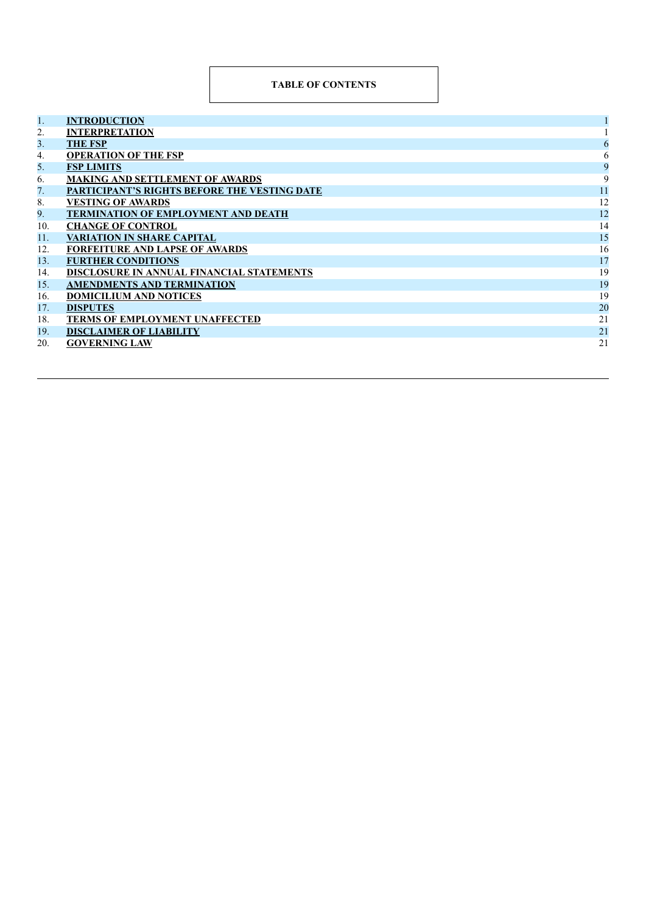**TABLE OF CONTENTS**

| | | |
|---|---|---|
| 1. | **INTRODUCTION** | 1 |
| 2. | **INTERPRETATION** | 1 |
| 3. | **THE FSP** | 6 |
| 4. | **OPERATION OF THE FSP** | 6 |
| 5. | **FSP LIMITS** | 9 |
| 6. | **MAKING AND SETTLEMENT OF AWARDS** | 9 |
| 7. | **PARTICIPANT'S RIGHTS BEFORE THE VESTING DATE** | 11 |
| 8. | **VESTING OF AWARDS** | 12 |
| 9. | **TERMINATION OF EMPLOYMENT AND DEATH** | 12 |
| 10. | **CHANGE OF CONTROL** | 14 |
| 11. | **VARIATION IN SHARE CAPITAL** | 15 |
| 12. | **FORFEITURE AND LAPSE OF AWARDS** | 16 |
| 13. | **FURTHER CONDITIONS** | 17 |
| 14. | **DISCLOSURE IN ANNUAL FINANCIAL STATEMENTS** | 19 |
| 15. | **AMENDMENTS AND TERMINATION** | 19 |
| 16. | **DOMICILIUM AND NOTICES** | 19 |
| 17. | **DISPUTES** | 20 |
| 18. | **TERMS OF EMPLOYMENT UNAFFECTED** | 21 |
| 19. | **DISCLAIMER OF LIABILITY** | 21 |
| 20. | **GOVERNING LAW** | 21 |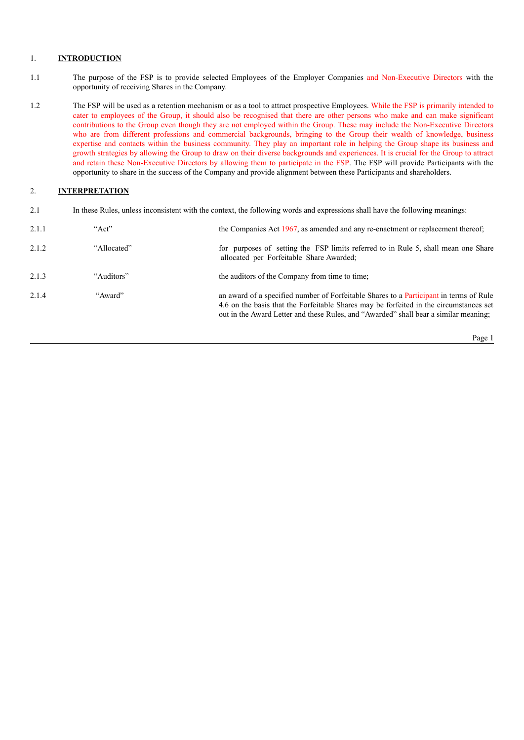## 1. INTRODUCTION

1.1 The purpose of the FSP is to provide selected Employees of the Employer Companies and Non-Executive Directors with the opportunity of receiving Shares in the Company.

1.2 The FSP will be used as a retention mechanism or as a tool to attract prospective Employees. While the FSP is primarily intended to cater to employees of the Group, it should also be recognised that there are other persons who make and can make significant contributions to the Group even though they are not employed within the Group. These may include the Non-Executive Directors who are from different professions and commercial backgrounds, bringing to the Group their wealth of knowledge, business expertise and contacts within the business community. They play an important role in helping the Group shape its business and growth strategies by allowing the Group to draw on their diverse backgrounds and experiences. It is crucial for the Group to attract and retain these Non-Executive Directors by allowing them to participate in the FSP. The FSP will provide Participants with the opportunity to share in the success of the Company and provide alignment between these Participants and shareholders.

## 2. INTERPRETATION

2.1 In these Rules, unless inconsistent with the context, the following words and expressions shall have the following meanings:

| | | |
|---|---|---|
| 2.1.1 | "Act" | the Companies Act 1967, as amended and any re-enactment or replacement thereof; |
| 2.1.2 | "Allocated" | for purposes of setting the FSP limits referred to in Rule 5, shall mean one Share allocated per Forfeitable Share Awarded; |
| 2.1.3 | "Auditors" | the auditors of the Company from time to time; |
| 2.1.4 | "Award" | an award of a specified number of Forfeitable Shares to a Participant in terms of Rule 4.6 on the basis that the Forfeitable Shares may be forfeited in the circumstances set out in the Award Letter and these Rules, and "Awarded" shall bear a similar meaning; |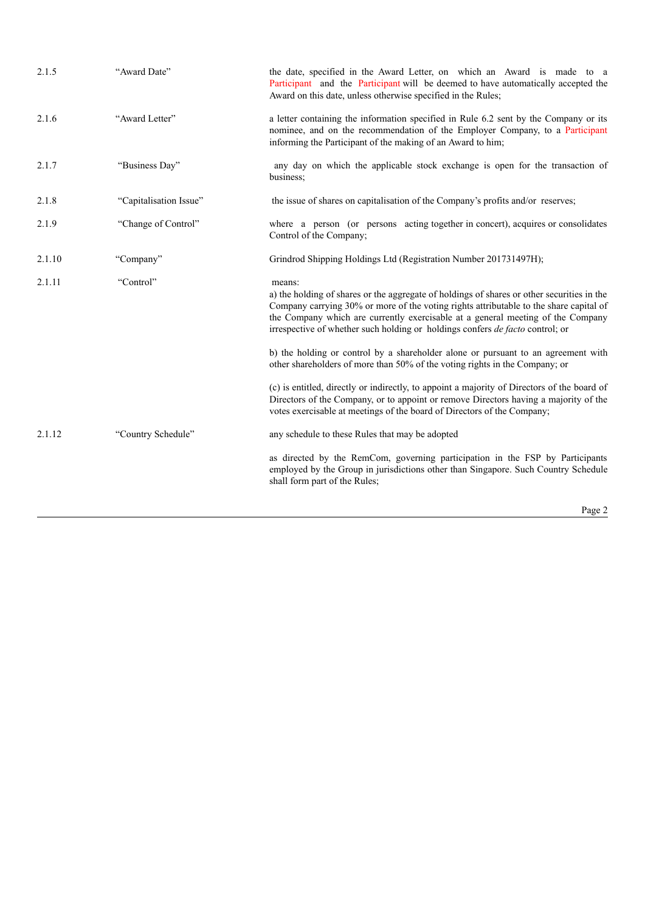| | | |
|---|---|---|
| 2.1.5 | "Award Date" | the date, specified in the Award Letter, on which an Award is made to a Participant and the Participant will be deemed to have automatically accepted the Award on this date, unless otherwise specified in the Rules; |
| 2.1.6 | "Award Letter" | a letter containing the information specified in Rule 6.2 sent by the Company or its nominee, and on the recommendation of the Employer Company, to a Participant informing the Participant of the making of an Award to him; |
| 2.1.7 | "Business Day" | any day on which the applicable stock exchange is open for the transaction of business; |
| 2.1.8 | "Capitalisation Issue" | the issue of shares on capitalisation of the Company's profits and/or reserves; |
| 2.1.9 | "Change of Control" | where a person (or persons acting together in concert), acquires or consolidates Control of the Company; |
| 2.1.10 | "Company" | Grindrod Shipping Holdings Ltd (Registration Number 201731497H); |
| 2.1.11 | "Control" | means:<br>a) the holding of shares or the aggregate of holdings of shares or other securities in the Company carrying 30% or more of the voting rights attributable to the share capital of the Company which are currently exercisable at a general meeting of the Company irrespective of whether such holding or holdings confers *de facto* control; or<br><br>b) the holding or control by a shareholder alone or pursuant to an agreement with other shareholders of more than 50% of the voting rights in the Company; or<br><br>(c) is entitled, directly or indirectly, to appoint a majority of Directors of the board of Directors of the Company, or to appoint or remove Directors having a majority of the votes exercisable at meetings of the board of Directors of the Company; |
| 2.1.12 | "Country Schedule" | any schedule to these Rules that may be adopted<br><br>as directed by the RemCom, governing participation in the FSP by Participants employed by the Group in jurisdictions other than Singapore. Such Country Schedule shall form part of the Rules; |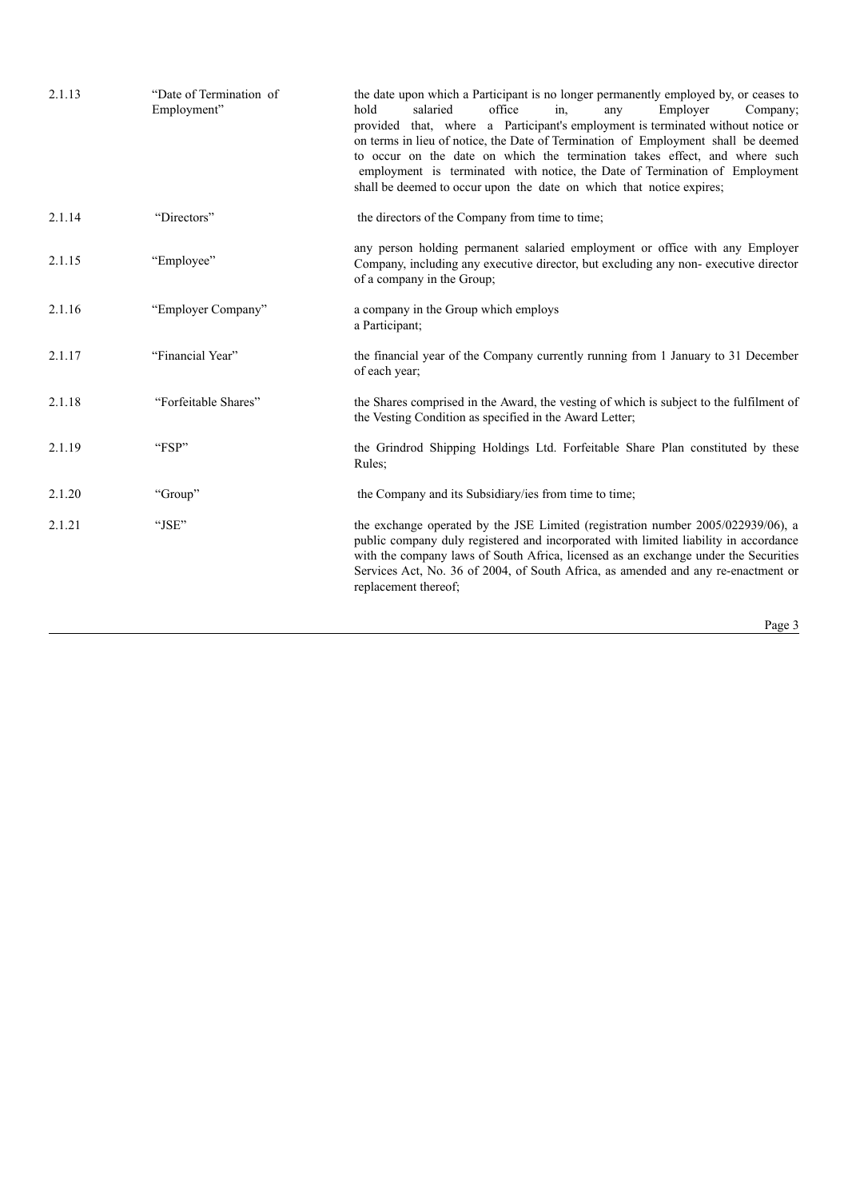| | | |
|---|---|---|
| 2.1.13 | "Date of Termination of Employment" | the date upon which a Participant is no longer permanently employed by, or ceases to hold salaried office in, any Employer Company; provided that, where a Participant's employment is terminated without notice or on terms in lieu of notice, the Date of Termination of Employment shall be deemed to occur on the date on which the termination takes effect, and where such employment is terminated with notice, the Date of Termination of Employment shall be deemed to occur upon the date on which that notice expires; |
| 2.1.14 | "Directors" | the directors of the Company from time to time; |
| 2.1.15 | "Employee" | any person holding permanent salaried employment or office with any Employer Company, including any executive director, but excluding any non- executive director of a company in the Group; |
| 2.1.16 | "Employer Company" | a company in the Group which employs a Participant; |
| 2.1.17 | "Financial Year" | the financial year of the Company currently running from 1 January to 31 December of each year; |
| 2.1.18 | "Forfeitable Shares" | the Shares comprised in the Award, the vesting of which is subject to the fulfilment of the Vesting Condition as specified in the Award Letter; |
| 2.1.19 | "FSP" | the Grindrod Shipping Holdings Ltd. Forfeitable Share Plan constituted by these Rules; |
| 2.1.20 | "Group" | the Company and its Subsidiary/ies from time to time; |
| 2.1.21 | "JSE" | the exchange operated by the JSE Limited (registration number 2005/022939/06), a public company duly registered and incorporated with limited liability in accordance with the company laws of South Africa, licensed as an exchange under the Securities Services Act, No. 36 of 2004, of South Africa, as amended and any re-enactment or replacement thereof; |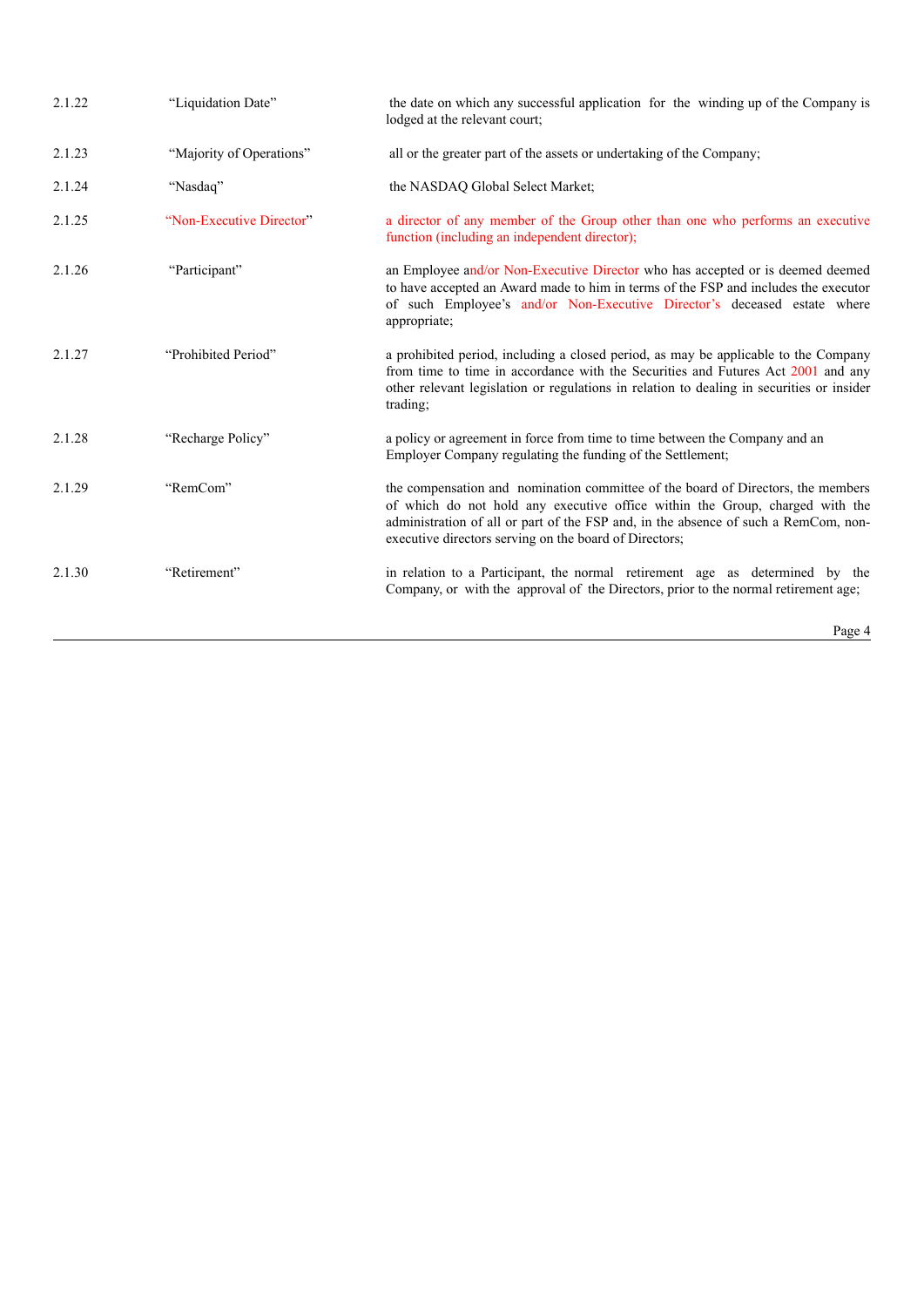| | | |
|---|---|---|
| 2.1.22 | "Liquidation Date" | the date on which any successful application for the winding up of the Company is lodged at the relevant court; |
| 2.1.23 | "Majority of Operations" | all or the greater part of the assets or undertaking of the Company; |
| 2.1.24 | "Nasdaq" | the NASDAQ Global Select Market; |
| 2.1.25 | "Non-Executive Director" | a director of any member of the Group other than one who performs an executive function (including an independent director); |
| 2.1.26 | "Participant" | an Employee and/or Non-Executive Director who has accepted or is deemed deemed to have accepted an Award made to him in terms of the FSP and includes the executor of such Employee's and/or Non-Executive Director's deceased estate where appropriate; |
| 2.1.27 | "Prohibited Period" | a prohibited period, including a closed period, as may be applicable to the Company from time to time in accordance with the Securities and Futures Act 2001 and any other relevant legislation or regulations in relation to dealing in securities or insider trading; |
| 2.1.28 | "Recharge Policy" | a policy or agreement in force from time to time between the Company and an Employer Company regulating the funding of the Settlement; |
| 2.1.29 | "RemCom" | the compensation and nomination committee of the board of Directors, the members of which do not hold any executive office within the Group, charged with the administration of all or part of the FSP and, in the absence of such a RemCom, non-executive directors serving on the board of Directors; |
| 2.1.30 | "Retirement" | in relation to a Participant, the normal retirement age as determined by the Company, or with the approval of the Directors, prior to the normal retirement age; |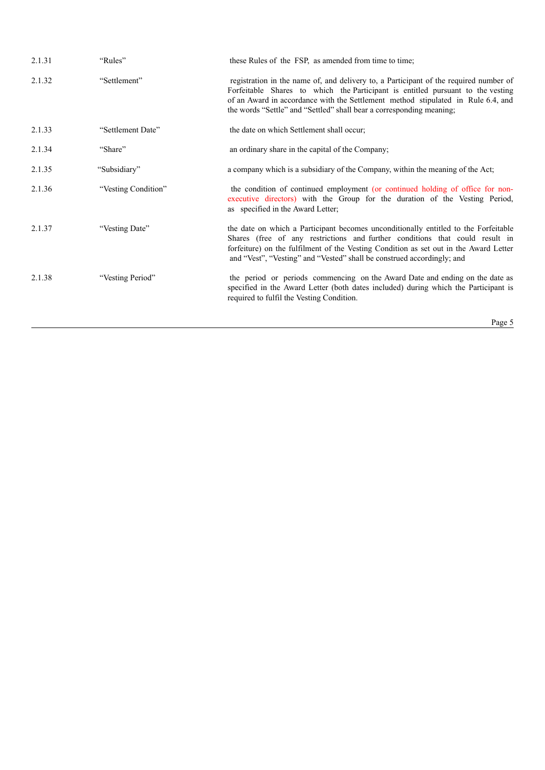| | | |
|---|---|---|
| 2.1.31 | "Rules" | these Rules of the FSP, as amended from time to time; |
| 2.1.32 | "Settlement" | registration in the name of, and delivery to, a Participant of the required number of Forfeitable Shares to which the Participant is entitled pursuant to the vesting of an Award in accordance with the Settlement method stipulated in Rule 6.4, and the words "Settle" and "Settled" shall bear a corresponding meaning; |
| 2.1.33 | "Settlement Date" | the date on which Settlement shall occur; |
| 2.1.34 | "Share" | an ordinary share in the capital of the Company; |
| 2.1.35 | "Subsidiary" | a company which is a subsidiary of the Company, within the meaning of the Act; |
| 2.1.36 | "Vesting Condition" | the condition of continued employment (or continued holding of office for non-executive directors) with the Group for the duration of the Vesting Period, as specified in the Award Letter; |
| 2.1.37 | "Vesting Date" | the date on which a Participant becomes unconditionally entitled to the Forfeitable Shares (free of any restrictions and further conditions that could result in forfeiture) on the fulfilment of the Vesting Condition as set out in the Award Letter and "Vest", "Vesting" and "Vested" shall be construed accordingly; and |
| 2.1.38 | "Vesting Period" | the period or periods commencing on the Award Date and ending on the date as specified in the Award Letter (both dates included) during which the Participant is required to fulfil the Vesting Condition. |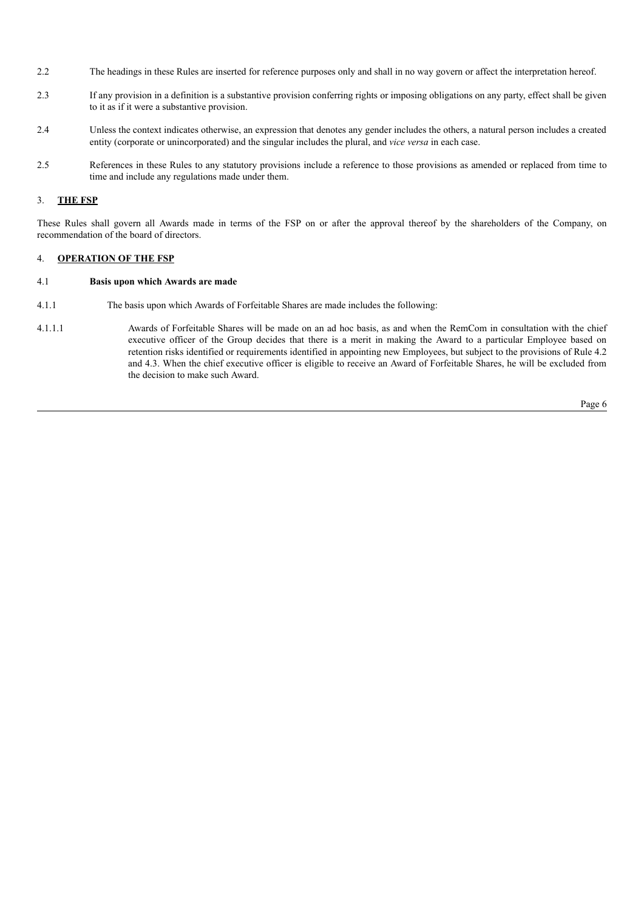2.2 The headings in these Rules are inserted for reference purposes only and shall in no way govern or affect the interpretation hereof.

2.3 If any provision in a definition is a substantive provision conferring rights or imposing obligations on any party, effect shall be given to it as if it were a substantive provision.

2.4 Unless the context indicates otherwise, an expression that denotes any gender includes the others, a natural person includes a created entity (corporate or unincorporated) and the singular includes the plural, and *vice versa* in each case.

2.5 References in these Rules to any statutory provisions include a reference to those provisions as amended or replaced from time to time and include any regulations made under them.

## 3. **THE FSP**

These Rules shall govern all Awards made in terms of the FSP on or after the approval thereof by the shareholders of the Company, on recommendation of the board of directors.

## 4. **OPERATION OF THE FSP**

### 4.1 **Basis upon which Awards are made**

4.1.1 The basis upon which Awards of Forfeitable Shares are made includes the following:

4.1.1.1 Awards of Forfeitable Shares will be made on an ad hoc basis, as and when the RemCom in consultation with the chief executive officer of the Group decides that there is a merit in making the Award to a particular Employee based on retention risks identified or requirements identified in appointing new Employees, but subject to the provisions of Rule 4.2 and 4.3. When the chief executive officer is eligible to receive an Award of Forfeitable Shares, he will be excluded from the decision to make such Award.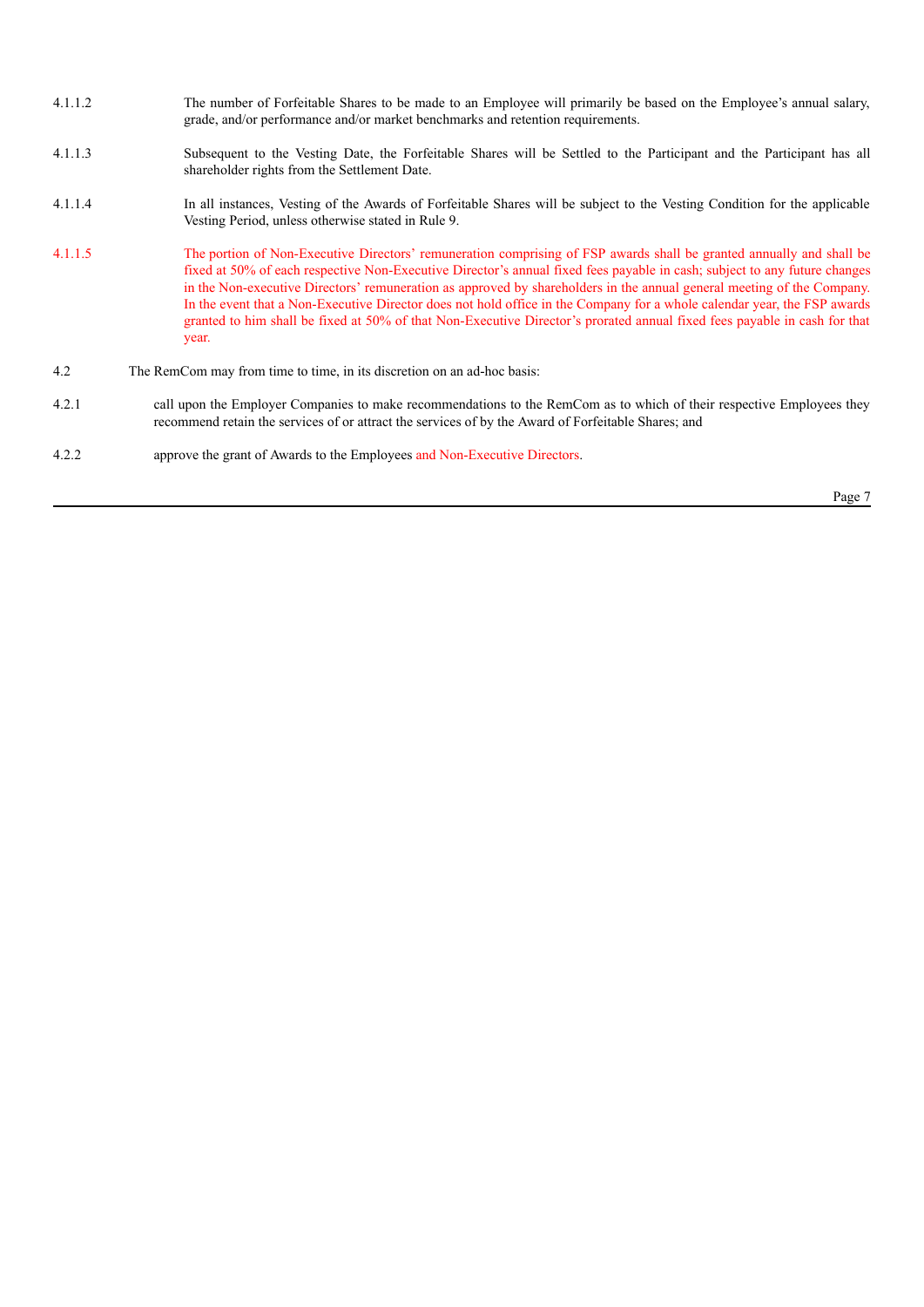4.1.1.2 The number of Forfeitable Shares to be made to an Employee will primarily be based on the Employee's annual salary, grade, and/or performance and/or market benchmarks and retention requirements.

4.1.1.3 Subsequent to the Vesting Date, the Forfeitable Shares will be Settled to the Participant and the Participant has all shareholder rights from the Settlement Date.

4.1.1.4 In all instances, Vesting of the Awards of Forfeitable Shares will be subject to the Vesting Condition for the applicable Vesting Period, unless otherwise stated in Rule 9.

4.1.1.5 The portion of Non-Executive Directors' remuneration comprising of FSP awards shall be granted annually and shall be fixed at 50% of each respective Non-Executive Director's annual fixed fees payable in cash; subject to any future changes in the Non-executive Directors' remuneration as approved by shareholders in the annual general meeting of the Company. In the event that a Non-Executive Director does not hold office in the Company for a whole calendar year, the FSP awards granted to him shall be fixed at 50% of that Non-Executive Director's prorated annual fixed fees payable in cash for that year.

4.2 The RemCom may from time to time, in its discretion on an ad-hoc basis:

4.2.1 call upon the Employer Companies to make recommendations to the RemCom as to which of their respective Employees they recommend retain the services of or attract the services of by the Award of Forfeitable Shares; and

4.2.2 approve the grant of Awards to the Employees and Non-Executive Directors.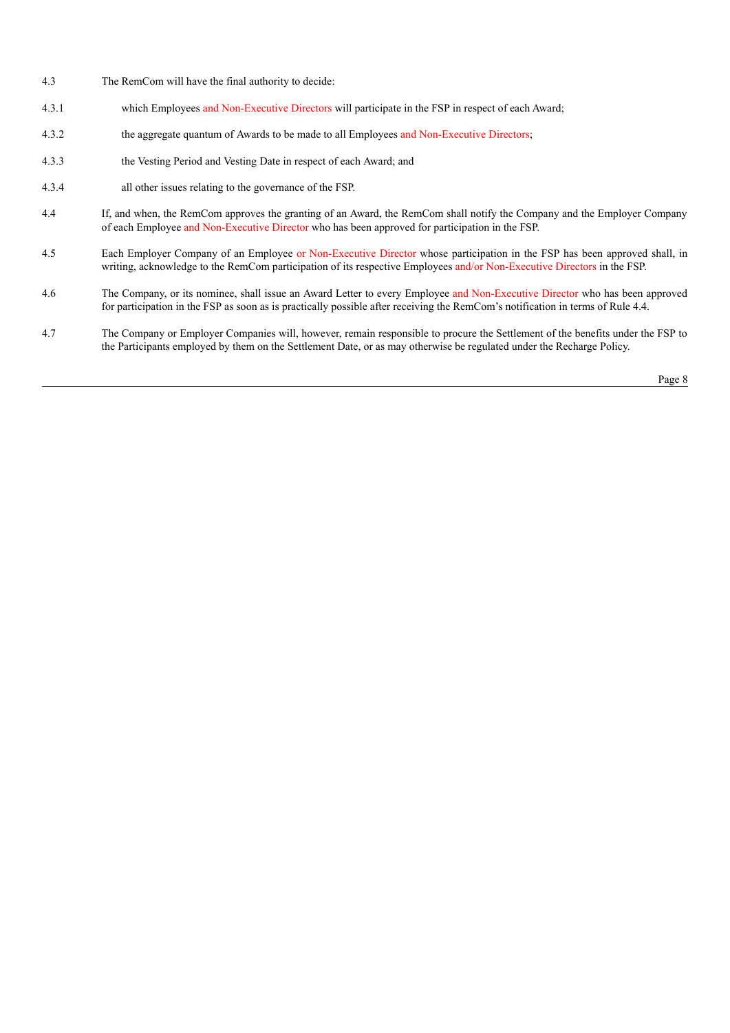4.3 The RemCom will have the final authority to decide:

4.3.1 which Employees and Non-Executive Directors will participate in the FSP in respect of each Award;

4.3.2 the aggregate quantum of Awards to be made to all Employees and Non-Executive Directors;

4.3.3 the Vesting Period and Vesting Date in respect of each Award; and

4.3.4 all other issues relating to the governance of the FSP.

4.4 If, and when, the RemCom approves the granting of an Award, the RemCom shall notify the Company and the Employer Company of each Employee and Non-Executive Director who has been approved for participation in the FSP.

4.5 Each Employer Company of an Employee or Non-Executive Director whose participation in the FSP has been approved shall, in writing, acknowledge to the RemCom participation of its respective Employees and/or Non-Executive Directors in the FSP.

4.6 The Company, or its nominee, shall issue an Award Letter to every Employee and Non-Executive Director who has been approved for participation in the FSP as soon as is practically possible after receiving the RemCom's notification in terms of Rule 4.4.

4.7 The Company or Employer Companies will, however, remain responsible to procure the Settlement of the benefits under the FSP to the Participants employed by them on the Settlement Date, or as may otherwise be regulated under the Recharge Policy.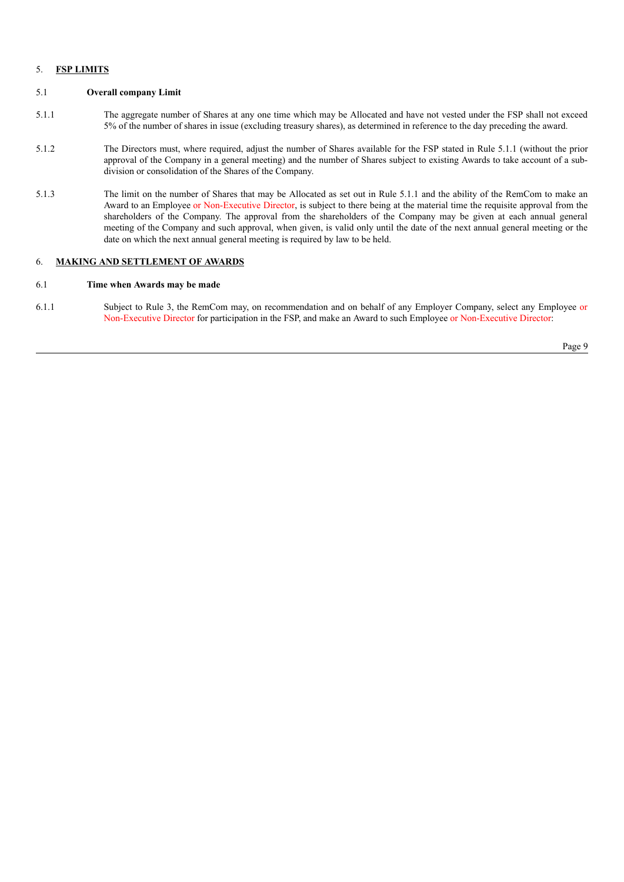## 5. FSP LIMITS

### 5.1 Overall company Limit

5.1.1 The aggregate number of Shares at any one time which may be Allocated and have not vested under the FSP shall not exceed 5% of the number of shares in issue (excluding treasury shares), as determined in reference to the day preceding the award.

5.1.2 The Directors must, where required, adjust the number of Shares available for the FSP stated in Rule 5.1.1 (without the prior approval of the Company in a general meeting) and the number of Shares subject to existing Awards to take account of a sub-division or consolidation of the Shares of the Company.

5.1.3 The limit on the number of Shares that may be Allocated as set out in Rule 5.1.1 and the ability of the RemCom to make an Award to an Employee or Non-Executive Director, is subject to there being at the material time the requisite approval from the shareholders of the Company. The approval from the shareholders of the Company may be given at each annual general meeting of the Company and such approval, when given, is valid only until the date of the next annual general meeting or the date on which the next annual general meeting is required by law to be held.

## 6. MAKING AND SETTLEMENT OF AWARDS

### 6.1 Time when Awards may be made

6.1.1 Subject to Rule 3, the RemCom may, on recommendation and on behalf of any Employer Company, select any Employee or Non-Executive Director for participation in the FSP, and make an Award to such Employee or Non-Executive Director: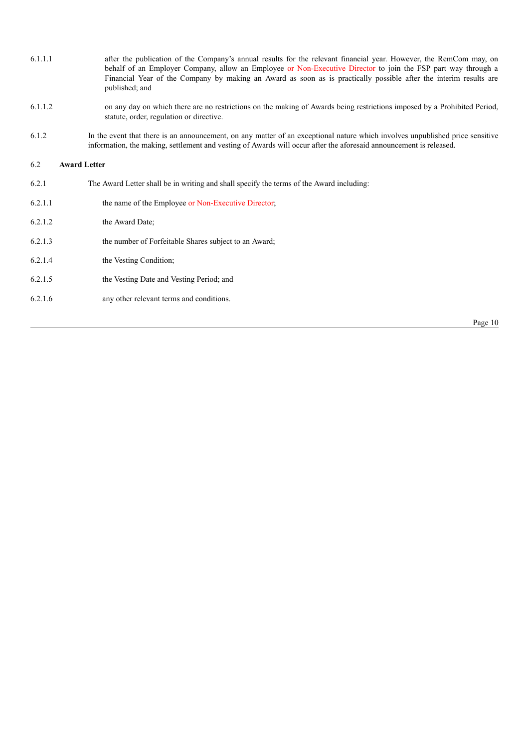6.1.1.1 after the publication of the Company's annual results for the relevant financial year. However, the RemCom may, on behalf of an Employer Company, allow an Employee or Non-Executive Director to join the FSP part way through a Financial Year of the Company by making an Award as soon as is practically possible after the interim results are published; and

6.1.1.2 on any day on which there are no restrictions on the making of Awards being restrictions imposed by a Prohibited Period, statute, order, regulation or directive.

6.1.2 In the event that there is an announcement, on any matter of an exceptional nature which involves unpublished price sensitive information, the making, settlement and vesting of Awards will occur after the aforesaid announcement is released.

6.2 **Award Letter**

6.2.1 The Award Letter shall be in writing and shall specify the terms of the Award including:

6.2.1.1 the name of the Employee or Non-Executive Director;

6.2.1.2 the Award Date;

6.2.1.3 the number of Forfeitable Shares subject to an Award;

6.2.1.4 the Vesting Condition;

6.2.1.5 the Vesting Date and Vesting Period; and

6.2.1.6 any other relevant terms and conditions.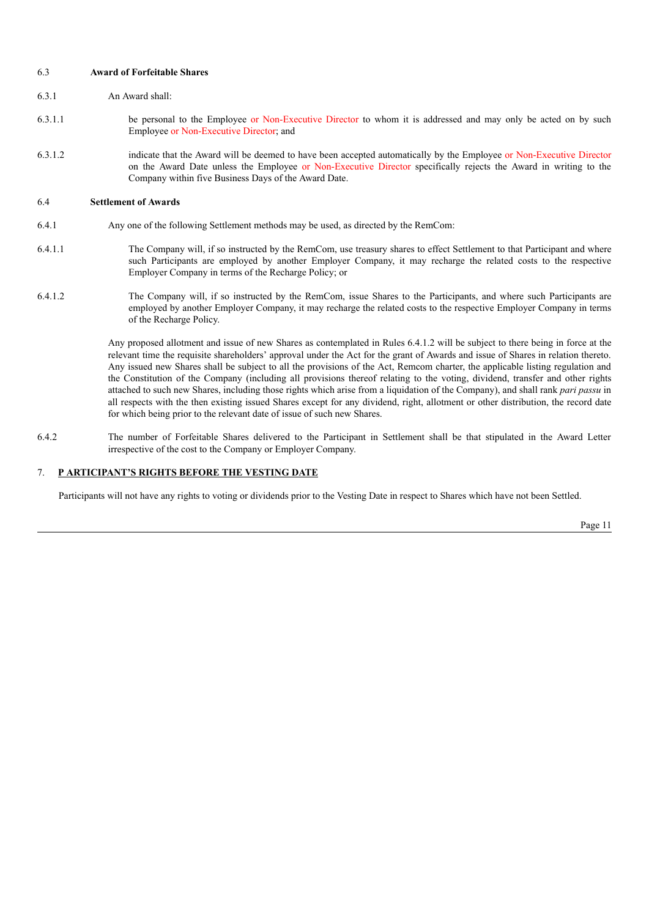6.3 **Award of Forfeitable Shares**

6.3.1 An Award shall:

6.3.1.1 be personal to the Employee or Non-Executive Director to whom it is addressed and may only be acted on by such Employee or Non-Executive Director; and

6.3.1.2 indicate that the Award will be deemed to have been accepted automatically by the Employee or Non-Executive Director on the Award Date unless the Employee or Non-Executive Director specifically rejects the Award in writing to the Company within five Business Days of the Award Date.

6.4 **Settlement of Awards**

6.4.1 Any one of the following Settlement methods may be used, as directed by the RemCom:

6.4.1.1 The Company will, if so instructed by the RemCom, use treasury shares to effect Settlement to that Participant and where such Participants are employed by another Employer Company, it may recharge the related costs to the respective Employer Company in terms of the Recharge Policy; or

6.4.1.2 The Company will, if so instructed by the RemCom, issue Shares to the Participants, and where such Participants are employed by another Employer Company, it may recharge the related costs to the respective Employer Company in terms of the Recharge Policy.

Any proposed allotment and issue of new Shares as contemplated in Rules 6.4.1.2 will be subject to there being in force at the relevant time the requisite shareholders' approval under the Act for the grant of Awards and issue of Shares in relation thereto. Any issued new Shares shall be subject to all the provisions of the Act, Remcom charter, the applicable listing regulation and the Constitution of the Company (including all provisions thereof relating to the voting, dividend, transfer and other rights attached to such new Shares, including those rights which arise from a liquidation of the Company), and shall rank *pari passu* in all respects with the then existing issued Shares except for any dividend, right, allotment or other distribution, the record date for which being prior to the relevant date of issue of such new Shares.

6.4.2 The number of Forfeitable Shares delivered to the Participant in Settlement shall be that stipulated in the Award Letter irrespective of the cost to the Company or Employer Company.

## 7. P ARTICIPANT'S RIGHTS BEFORE THE VESTING DATE

Participants will not have any rights to voting or dividends prior to the Vesting Date in respect to Shares which have not been Settled.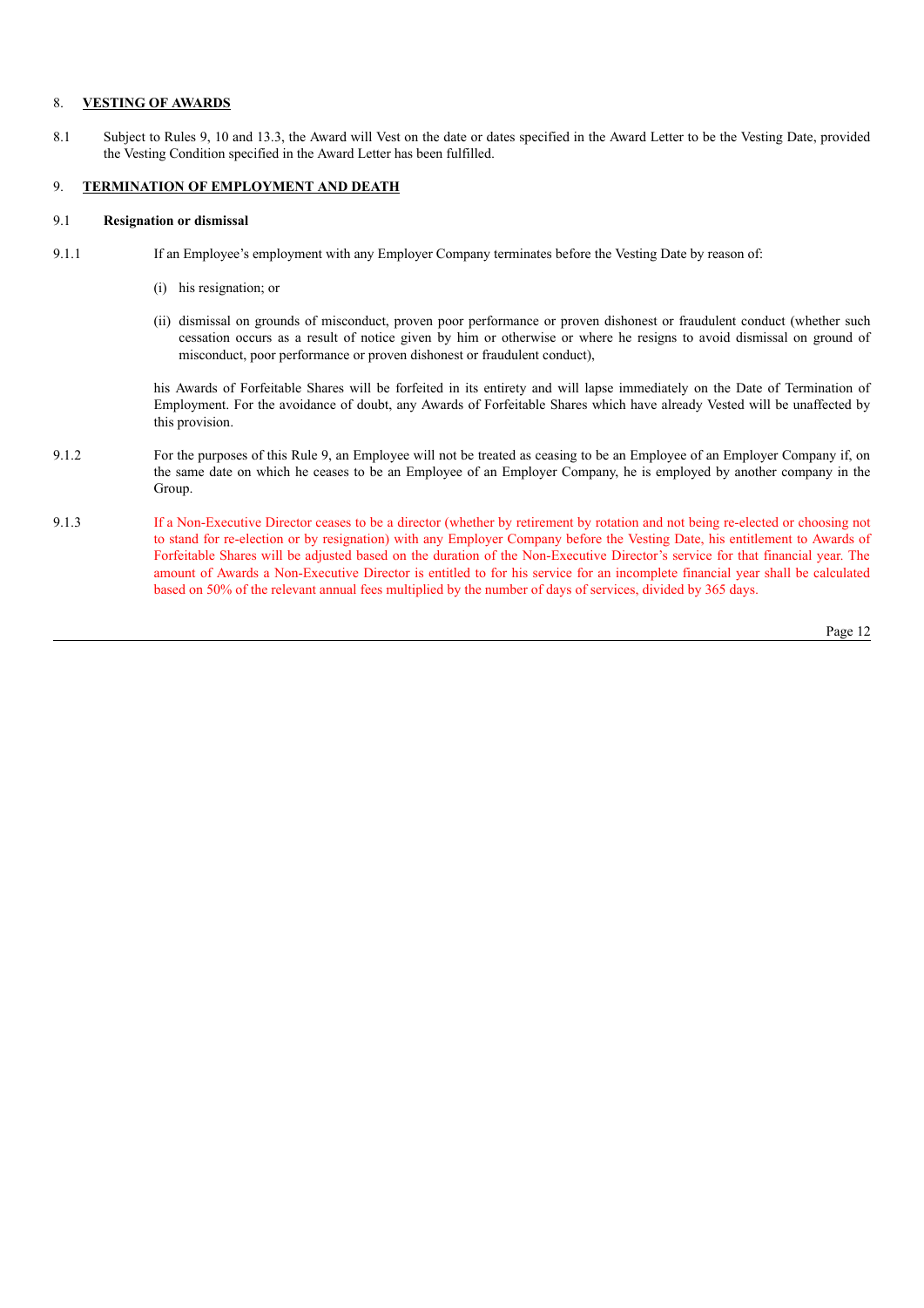## 8. VESTING OF AWARDS

8.1 Subject to Rules 9, 10 and 13.3, the Award will Vest on the date or dates specified in the Award Letter to be the Vesting Date, provided the Vesting Condition specified in the Award Letter has been fulfilled.

## 9. TERMINATION OF EMPLOYMENT AND DEATH

### 9.1 Resignation or dismissal

9.1.1 If an Employee's employment with any Employer Company terminates before the Vesting Date by reason of:

(i) his resignation; or

(ii) dismissal on grounds of misconduct, proven poor performance or proven dishonest or fraudulent conduct (whether such cessation occurs as a result of notice given by him or otherwise or where he resigns to avoid dismissal on ground of misconduct, poor performance or proven dishonest or fraudulent conduct),

his Awards of Forfeitable Shares will be forfeited in its entirety and will lapse immediately on the Date of Termination of Employment. For the avoidance of doubt, any Awards of Forfeitable Shares which have already Vested will be unaffected by this provision.

9.1.2 For the purposes of this Rule 9, an Employee will not be treated as ceasing to be an Employee of an Employer Company if, on the same date on which he ceases to be an Employee of an Employer Company, he is employed by another company in the Group.

9.1.3 If a Non-Executive Director ceases to be a director (whether by retirement by rotation and not being re-elected or choosing not to stand for re-election or by resignation) with any Employer Company before the Vesting Date, his entitlement to Awards of Forfeitable Shares will be adjusted based on the duration of the Non-Executive Director's service for that financial year. The amount of Awards a Non-Executive Director is entitled to for his service for an incomplete financial year shall be calculated based on 50% of the relevant annual fees multiplied by the number of days of services, divided by 365 days.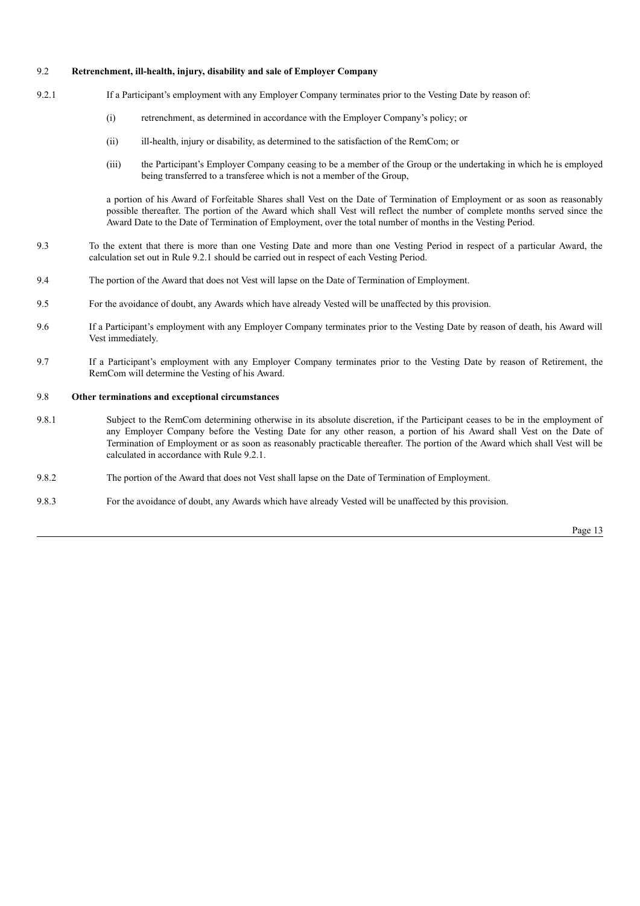9.2 **Retrenchment, ill-health, injury, disability and sale of Employer Company**

9.2.1 If a Participant's employment with any Employer Company terminates prior to the Vesting Date by reason of:

(i) retrenchment, as determined in accordance with the Employer Company's policy; or

(ii) ill-health, injury or disability, as determined to the satisfaction of the RemCom; or

(iii) the Participant's Employer Company ceasing to be a member of the Group or the undertaking in which he is employed being transferred to a transferee which is not a member of the Group,

a portion of his Award of Forfeitable Shares shall Vest on the Date of Termination of Employment or as soon as reasonably possible thereafter. The portion of the Award which shall Vest will reflect the number of complete months served since the Award Date to the Date of Termination of Employment, over the total number of months in the Vesting Period.

9.3 To the extent that there is more than one Vesting Date and more than one Vesting Period in respect of a particular Award, the calculation set out in Rule 9.2.1 should be carried out in respect of each Vesting Period.

9.4 The portion of the Award that does not Vest will lapse on the Date of Termination of Employment.

9.5 For the avoidance of doubt, any Awards which have already Vested will be unaffected by this provision.

9.6 If a Participant's employment with any Employer Company terminates prior to the Vesting Date by reason of death, his Award will Vest immediately.

9.7 If a Participant's employment with any Employer Company terminates prior to the Vesting Date by reason of Retirement, the RemCom will determine the Vesting of his Award.

9.8 **Other terminations and exceptional circumstances**

9.8.1 Subject to the RemCom determining otherwise in its absolute discretion, if the Participant ceases to be in the employment of any Employer Company before the Vesting Date for any other reason, a portion of his Award shall Vest on the Date of Termination of Employment or as soon as reasonably practicable thereafter. The portion of the Award which shall Vest will be calculated in accordance with Rule 9.2.1.

9.8.2 The portion of the Award that does not Vest shall lapse on the Date of Termination of Employment.

9.8.3 For the avoidance of doubt, any Awards which have already Vested will be unaffected by this provision.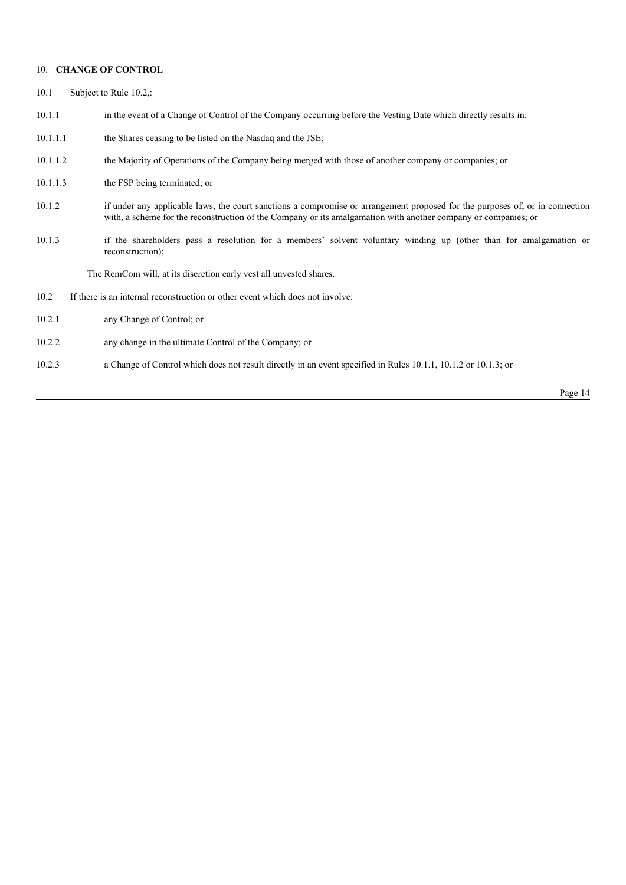## 10. **CHANGE OF CONTROL**

10.1 Subject to Rule 10.2,:

10.1.1 in the event of a Change of Control of the Company occurring before the Vesting Date which directly results in:

10.1.1.1 the Shares ceasing to be listed on the Nasdaq and the JSE;

10.1.1.2 the Majority of Operations of the Company being merged with those of another company or companies; or

10.1.1.3 the FSP being terminated; or

10.1.2 if under any applicable laws, the court sanctions a compromise or arrangement proposed for the purposes of, or in connection with, a scheme for the reconstruction of the Company or its amalgamation with another company or companies; or

10.1.3 if the shareholders pass a resolution for a members' solvent voluntary winding up (other than for amalgamation or reconstruction);

The RemCom will, at its discretion early vest all unvested shares.

10.2 If there is an internal reconstruction or other event which does not involve:

10.2.1 any Change of Control; or

10.2.2 any change in the ultimate Control of the Company; or

10.2.3 a Change of Control which does not result directly in an event specified in Rules 10.1.1, 10.1.2 or 10.1.3; or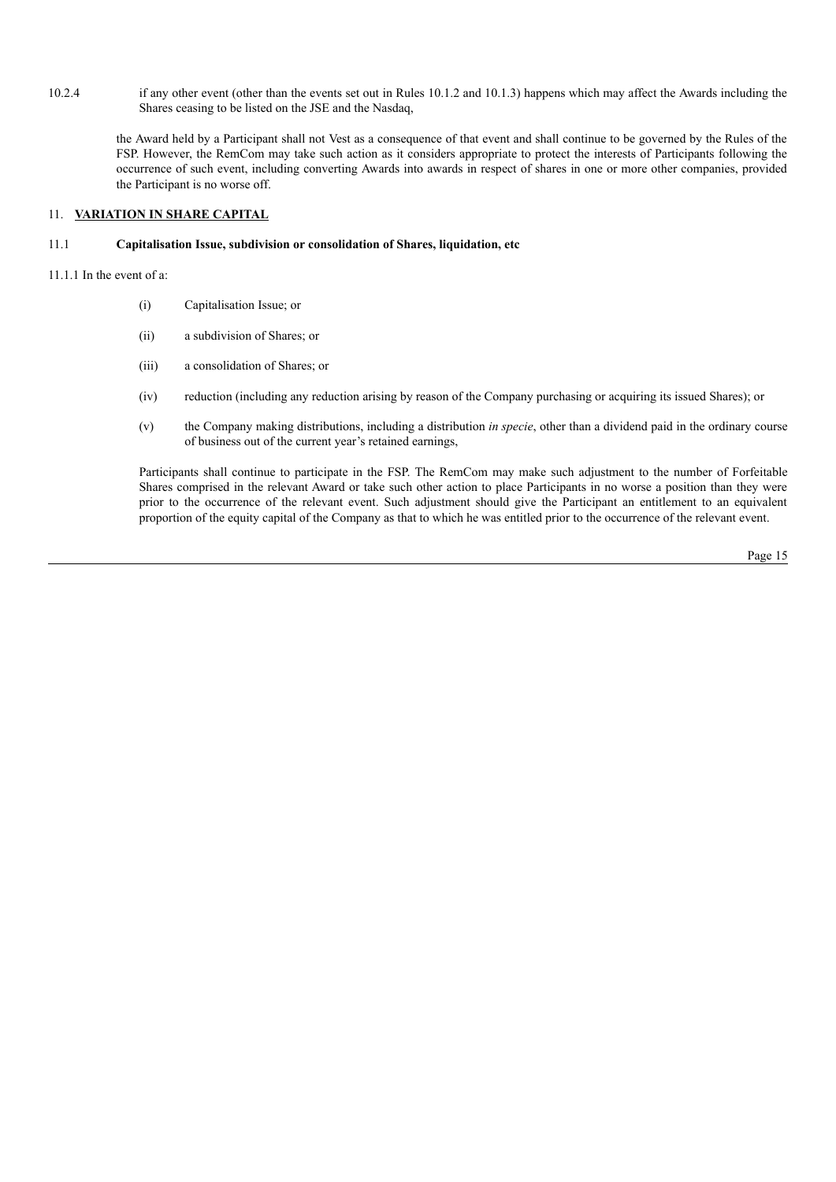10.2.4 if any other event (other than the events set out in Rules 10.1.2 and 10.1.3) happens which may affect the Awards including the Shares ceasing to be listed on the JSE and the Nasdaq,

the Award held by a Participant shall not Vest as a consequence of that event and shall continue to be governed by the Rules of the FSP. However, the RemCom may take such action as it considers appropriate to protect the interests of Participants following the occurrence of such event, including converting Awards into awards in respect of shares in one or more other companies, provided the Participant is no worse off.

## 11. **VARIATION IN SHARE CAPITAL**

### 11.1 **Capitalisation Issue, subdivision or consolidation of Shares, liquidation, etc**

11.1.1 In the event of a:

(i) Capitalisation Issue; or

(ii) a subdivision of Shares; or

(iii) a consolidation of Shares; or

(iv) reduction (including any reduction arising by reason of the Company purchasing or acquiring its issued Shares); or

(v) the Company making distributions, including a distribution *in specie*, other than a dividend paid in the ordinary course of business out of the current year's retained earnings,

Participants shall continue to participate in the FSP. The RemCom may make such adjustment to the number of Forfeitable Shares comprised in the relevant Award or take such other action to place Participants in no worse a position than they were prior to the occurrence of the relevant event. Such adjustment should give the Participant an entitlement to an equivalent proportion of the equity capital of the Company as that to which he was entitled prior to the occurrence of the relevant event.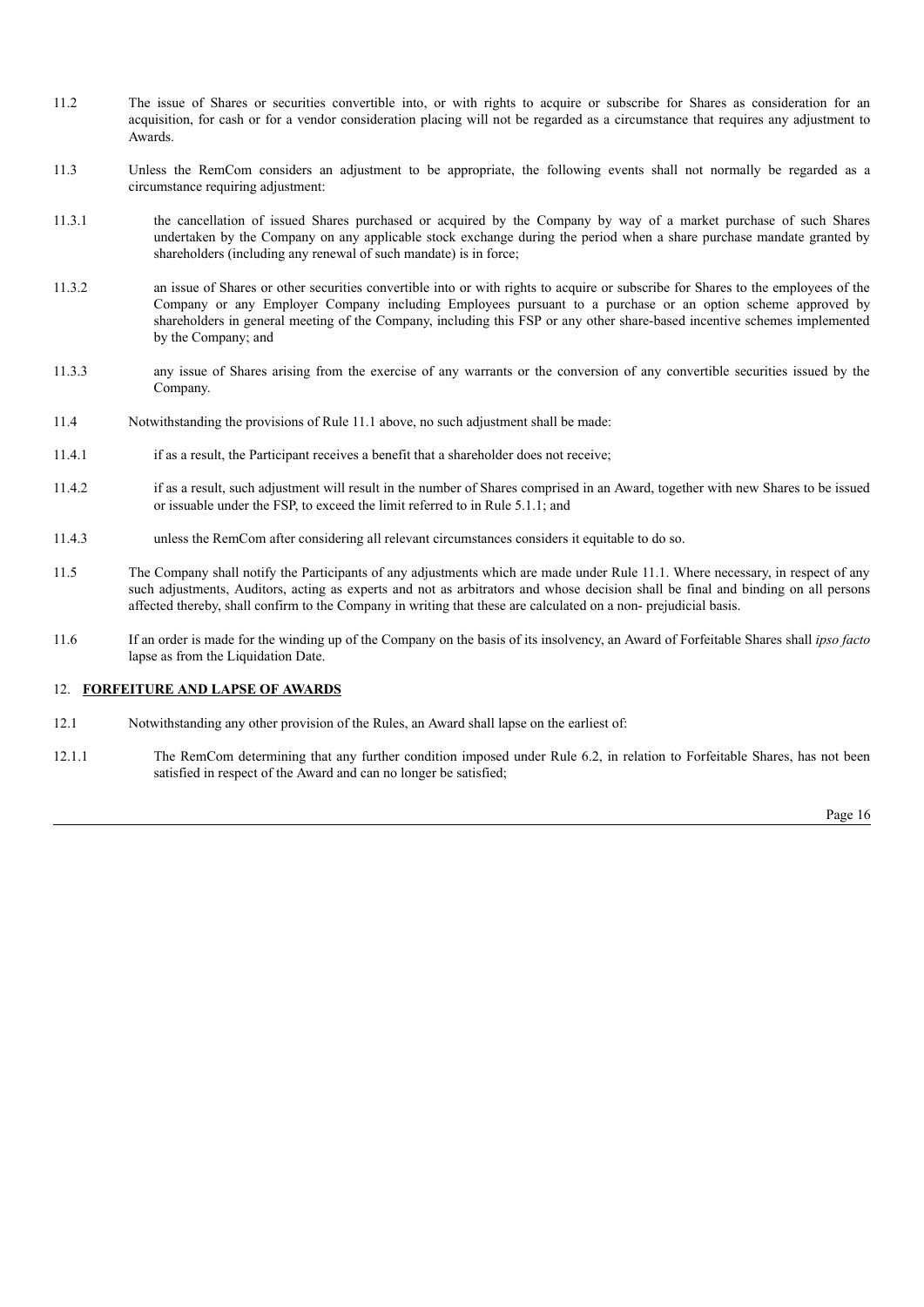11.2 The issue of Shares or securities convertible into, or with rights to acquire or subscribe for Shares as consideration for an acquisition, for cash or for a vendor consideration placing will not be regarded as a circumstance that requires any adjustment to Awards.

11.3 Unless the RemCom considers an adjustment to be appropriate, the following events shall not normally be regarded as a circumstance requiring adjustment:

11.3.1 the cancellation of issued Shares purchased or acquired by the Company by way of a market purchase of such Shares undertaken by the Company on any applicable stock exchange during the period when a share purchase mandate granted by shareholders (including any renewal of such mandate) is in force;

11.3.2 an issue of Shares or other securities convertible into or with rights to acquire or subscribe for Shares to the employees of the Company or any Employer Company including Employees pursuant to a purchase or an option scheme approved by shareholders in general meeting of the Company, including this FSP or any other share-based incentive schemes implemented by the Company; and

11.3.3 any issue of Shares arising from the exercise of any warrants or the conversion of any convertible securities issued by the Company.

11.4 Notwithstanding the provisions of Rule 11.1 above, no such adjustment shall be made:

11.4.1 if as a result, the Participant receives a benefit that a shareholder does not receive;

11.4.2 if as a result, such adjustment will result in the number of Shares comprised in an Award, together with new Shares to be issued or issuable under the FSP, to exceed the limit referred to in Rule 5.1.1; and

11.4.3 unless the RemCom after considering all relevant circumstances considers it equitable to do so.

11.5 The Company shall notify the Participants of any adjustments which are made under Rule 11.1. Where necessary, in respect of any such adjustments, Auditors, acting as experts and not as arbitrators and whose decision shall be final and binding on all persons affected thereby, shall confirm to the Company in writing that these are calculated on a non- prejudicial basis.

11.6 If an order is made for the winding up of the Company on the basis of its insolvency, an Award of Forfeitable Shares shall *ipso facto* lapse as from the Liquidation Date.

## 12. **FORFEITURE AND LAPSE OF AWARDS**

12.1 Notwithstanding any other provision of the Rules, an Award shall lapse on the earliest of:

12.1.1 The RemCom determining that any further condition imposed under Rule 6.2, in relation to Forfeitable Shares, has not been satisfied in respect of the Award and can no longer be satisfied;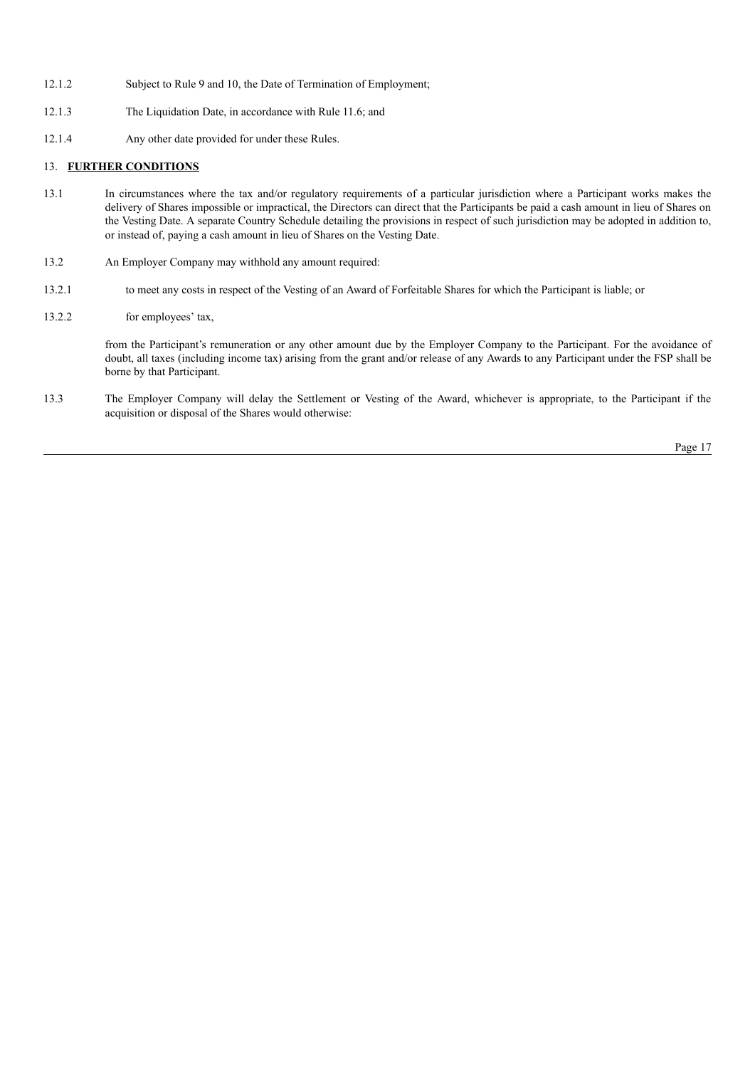12.1.2 Subject to Rule 9 and 10, the Date of Termination of Employment;

12.1.3 The Liquidation Date, in accordance with Rule 11.6; and

12.1.4 Any other date provided for under these Rules.

## 13. **FURTHER CONDITIONS**

13.1 In circumstances where the tax and/or regulatory requirements of a particular jurisdiction where a Participant works makes the delivery of Shares impossible or impractical, the Directors can direct that the Participants be paid a cash amount in lieu of Shares on the Vesting Date. A separate Country Schedule detailing the provisions in respect of such jurisdiction may be adopted in addition to, or instead of, paying a cash amount in lieu of Shares on the Vesting Date.

13.2 An Employer Company may withhold any amount required:

13.2.1 to meet any costs in respect of the Vesting of an Award of Forfeitable Shares for which the Participant is liable; or

13.2.2 for employees' tax,

from the Participant's remuneration or any other amount due by the Employer Company to the Participant. For the avoidance of doubt, all taxes (including income tax) arising from the grant and/or release of any Awards to any Participant under the FSP shall be borne by that Participant.

13.3 The Employer Company will delay the Settlement or Vesting of the Award, whichever is appropriate, to the Participant if the acquisition or disposal of the Shares would otherwise: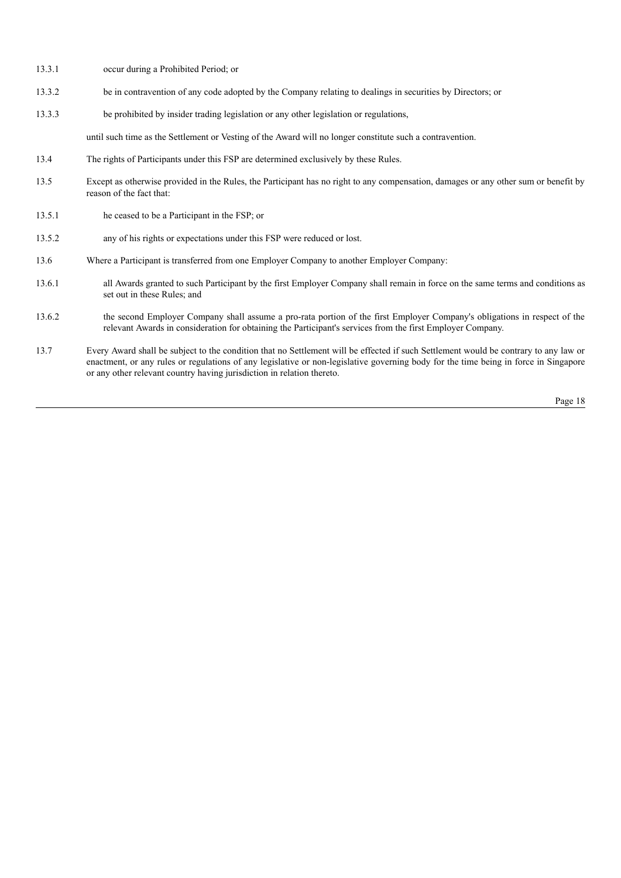13.3.1 occur during a Prohibited Period; or

13.3.2 be in contravention of any code adopted by the Company relating to dealings in securities by Directors; or

13.3.3 be prohibited by insider trading legislation or any other legislation or regulations,

until such time as the Settlement or Vesting of the Award will no longer constitute such a contravention.

13.4 The rights of Participants under this FSP are determined exclusively by these Rules.

13.5 Except as otherwise provided in the Rules, the Participant has no right to any compensation, damages or any other sum or benefit by reason of the fact that:

13.5.1 he ceased to be a Participant in the FSP; or

13.5.2 any of his rights or expectations under this FSP were reduced or lost.

13.6 Where a Participant is transferred from one Employer Company to another Employer Company:

13.6.1 all Awards granted to such Participant by the first Employer Company shall remain in force on the same terms and conditions as set out in these Rules; and

13.6.2 the second Employer Company shall assume a pro-rata portion of the first Employer Company's obligations in respect of the relevant Awards in consideration for obtaining the Participant's services from the first Employer Company.

13.7 Every Award shall be subject to the condition that no Settlement will be effected if such Settlement would be contrary to any law or enactment, or any rules or regulations of any legislative or non-legislative governing body for the time being in force in Singapore or any other relevant country having jurisdiction in relation thereto.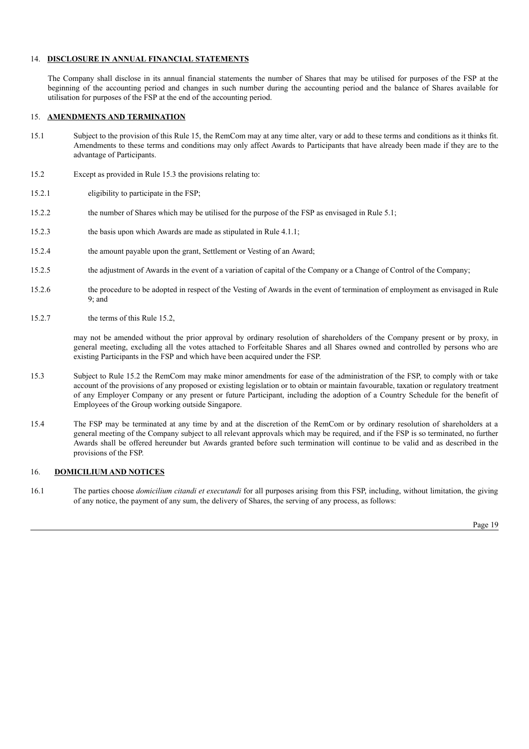## 14. **DISCLOSURE IN ANNUAL FINANCIAL STATEMENTS**

The Company shall disclose in its annual financial statements the number of Shares that may be utilised for purposes of the FSP at the beginning of the accounting period and changes in such number during the accounting period and the balance of Shares available for utilisation for purposes of the FSP at the end of the accounting period.

## 15. **AMENDMENTS AND TERMINATION**

15.1 Subject to the provision of this Rule 15, the RemCom may at any time alter, vary or add to these terms and conditions as it thinks fit. Amendments to these terms and conditions may only affect Awards to Participants that have already been made if they are to the advantage of Participants.

15.2 Except as provided in Rule 15.3 the provisions relating to:

15.2.1 eligibility to participate in the FSP;

15.2.2 the number of Shares which may be utilised for the purpose of the FSP as envisaged in Rule 5.1;

15.2.3 the basis upon which Awards are made as stipulated in Rule 4.1.1;

15.2.4 the amount payable upon the grant, Settlement or Vesting of an Award;

15.2.5 the adjustment of Awards in the event of a variation of capital of the Company or a Change of Control of the Company;

15.2.6 the procedure to be adopted in respect of the Vesting of Awards in the event of termination of employment as envisaged in Rule 9; and

15.2.7 the terms of this Rule 15.2,

may not be amended without the prior approval by ordinary resolution of shareholders of the Company present or by proxy, in general meeting, excluding all the votes attached to Forfeitable Shares and all Shares owned and controlled by persons who are existing Participants in the FSP and which have been acquired under the FSP.

15.3 Subject to Rule 15.2 the RemCom may make minor amendments for ease of the administration of the FSP, to comply with or take account of the provisions of any proposed or existing legislation or to obtain or maintain favourable, taxation or regulatory treatment of any Employer Company or any present or future Participant, including the adoption of a Country Schedule for the benefit of Employees of the Group working outside Singapore.

15.4 The FSP may be terminated at any time by and at the discretion of the RemCom or by ordinary resolution of shareholders at a general meeting of the Company subject to all relevant approvals which may be required, and if the FSP is so terminated, no further Awards shall be offered hereunder but Awards granted before such termination will continue to be valid and as described in the provisions of the FSP.

## 16. **DOMICILIUM AND NOTICES**

16.1 The parties choose *domicilium citandi et executandi* for all purposes arising from this FSP, including, without limitation, the giving of any notice, the payment of any sum, the delivery of Shares, the serving of any process, as follows: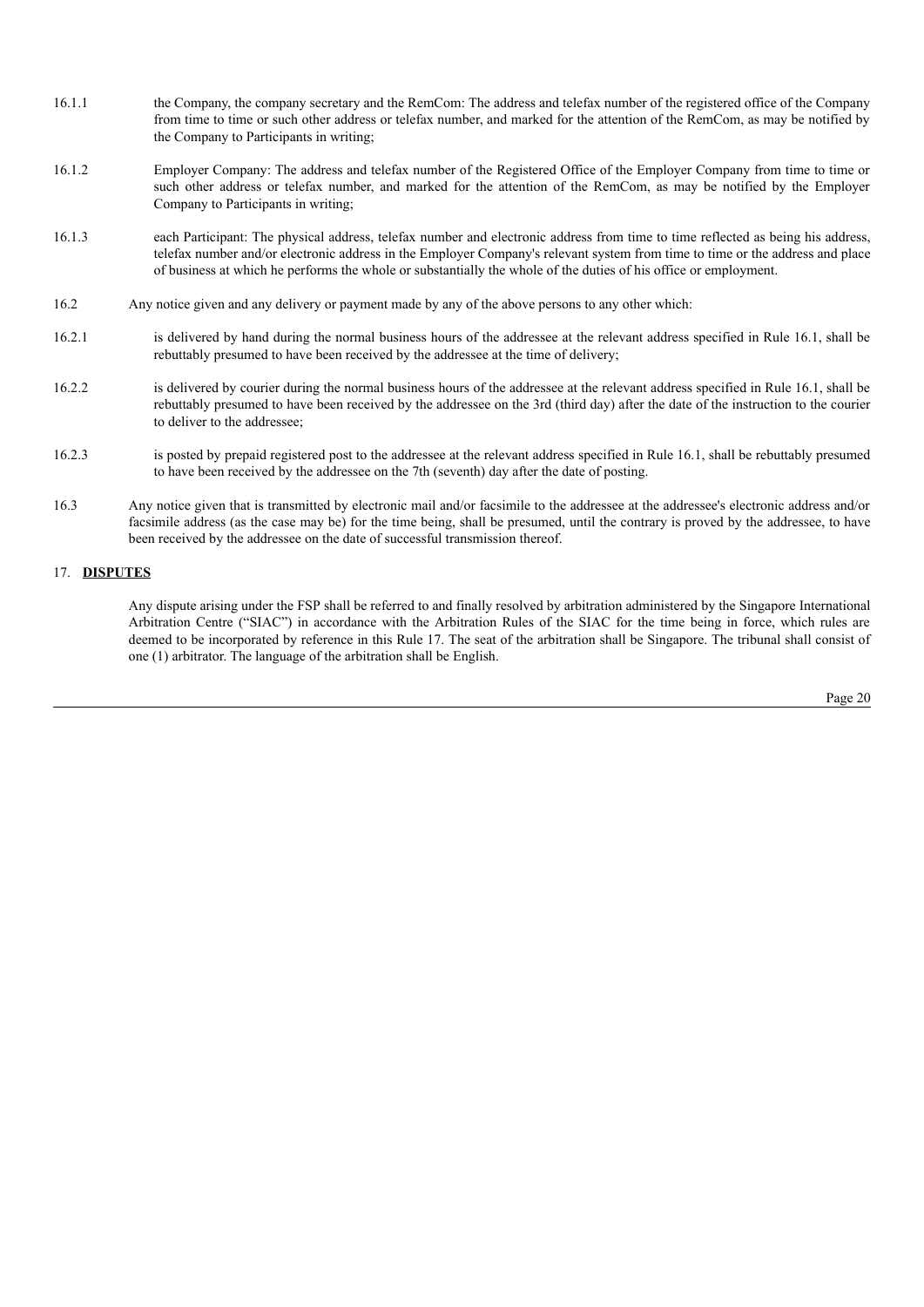16.1.1 the Company, the company secretary and the RemCom: The address and telefax number of the registered office of the Company from time to time or such other address or telefax number, and marked for the attention of the RemCom, as may be notified by the Company to Participants in writing;

16.1.2 Employer Company: The address and telefax number of the Registered Office of the Employer Company from time to time or such other address or telefax number, and marked for the attention of the RemCom, as may be notified by the Employer Company to Participants in writing;

16.1.3 each Participant: The physical address, telefax number and electronic address from time to time reflected as being his address, telefax number and/or electronic address in the Employer Company's relevant system from time to time or the address and place of business at which he performs the whole or substantially the whole of the duties of his office or employment.

16.2 Any notice given and any delivery or payment made by any of the above persons to any other which:

16.2.1 is delivered by hand during the normal business hours of the addressee at the relevant address specified in Rule 16.1, shall be rebuttably presumed to have been received by the addressee at the time of delivery;

16.2.2 is delivered by courier during the normal business hours of the addressee at the relevant address specified in Rule 16.1, shall be rebuttably presumed to have been received by the addressee on the 3rd (third day) after the date of the instruction to the courier to deliver to the addressee;

16.2.3 is posted by prepaid registered post to the addressee at the relevant address specified in Rule 16.1, shall be rebuttably presumed to have been received by the addressee on the 7th (seventh) day after the date of posting.

16.3 Any notice given that is transmitted by electronic mail and/or facsimile to the addressee at the addressee's electronic address and/or facsimile address (as the case may be) for the time being, shall be presumed, until the contrary is proved by the addressee, to have been received by the addressee on the date of successful transmission thereof.

## 17. **DISPUTES**

Any dispute arising under the FSP shall be referred to and finally resolved by arbitration administered by the Singapore International Arbitration Centre ("SIAC") in accordance with the Arbitration Rules of the SIAC for the time being in force, which rules are deemed to be incorporated by reference in this Rule 17. The seat of the arbitration shall be Singapore. The tribunal shall consist of one (1) arbitrator. The language of the arbitration shall be English.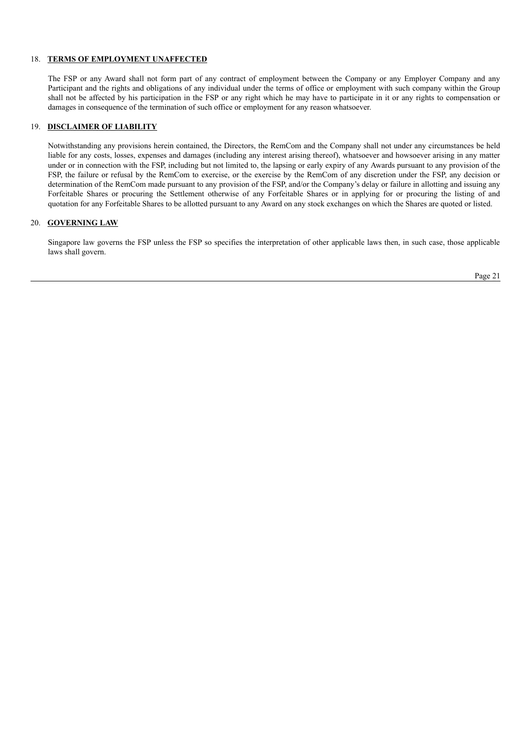## 18. **TERMS OF EMPLOYMENT UNAFFECTED**

The FSP or any Award shall not form part of any contract of employment between the Company or any Employer Company and any Participant and the rights and obligations of any individual under the terms of office or employment with such company within the Group shall not be affected by his participation in the FSP or any right which he may have to participate in it or any rights to compensation or damages in consequence of the termination of such office or employment for any reason whatsoever.

## 19. **DISCLAIMER OF LIABILITY**

Notwithstanding any provisions herein contained, the Directors, the RemCom and the Company shall not under any circumstances be held liable for any costs, losses, expenses and damages (including any interest arising thereof), whatsoever and howsoever arising in any matter under or in connection with the FSP, including but not limited to, the lapsing or early expiry of any Awards pursuant to any provision of the FSP, the failure or refusal by the RemCom to exercise, or the exercise by the RemCom of any discretion under the FSP, any decision or determination of the RemCom made pursuant to any provision of the FSP, and/or the Company's delay or failure in allotting and issuing any Forfeitable Shares or procuring the Settlement otherwise of any Forfeitable Shares or in applying for or procuring the listing of and quotation for any Forfeitable Shares to be allotted pursuant to any Award on any stock exchanges on which the Shares are quoted or listed.

## 20. **GOVERNING LAW**

Singapore law governs the FSP unless the FSP so specifies the interpretation of other applicable laws then, in such case, those applicable laws shall govern.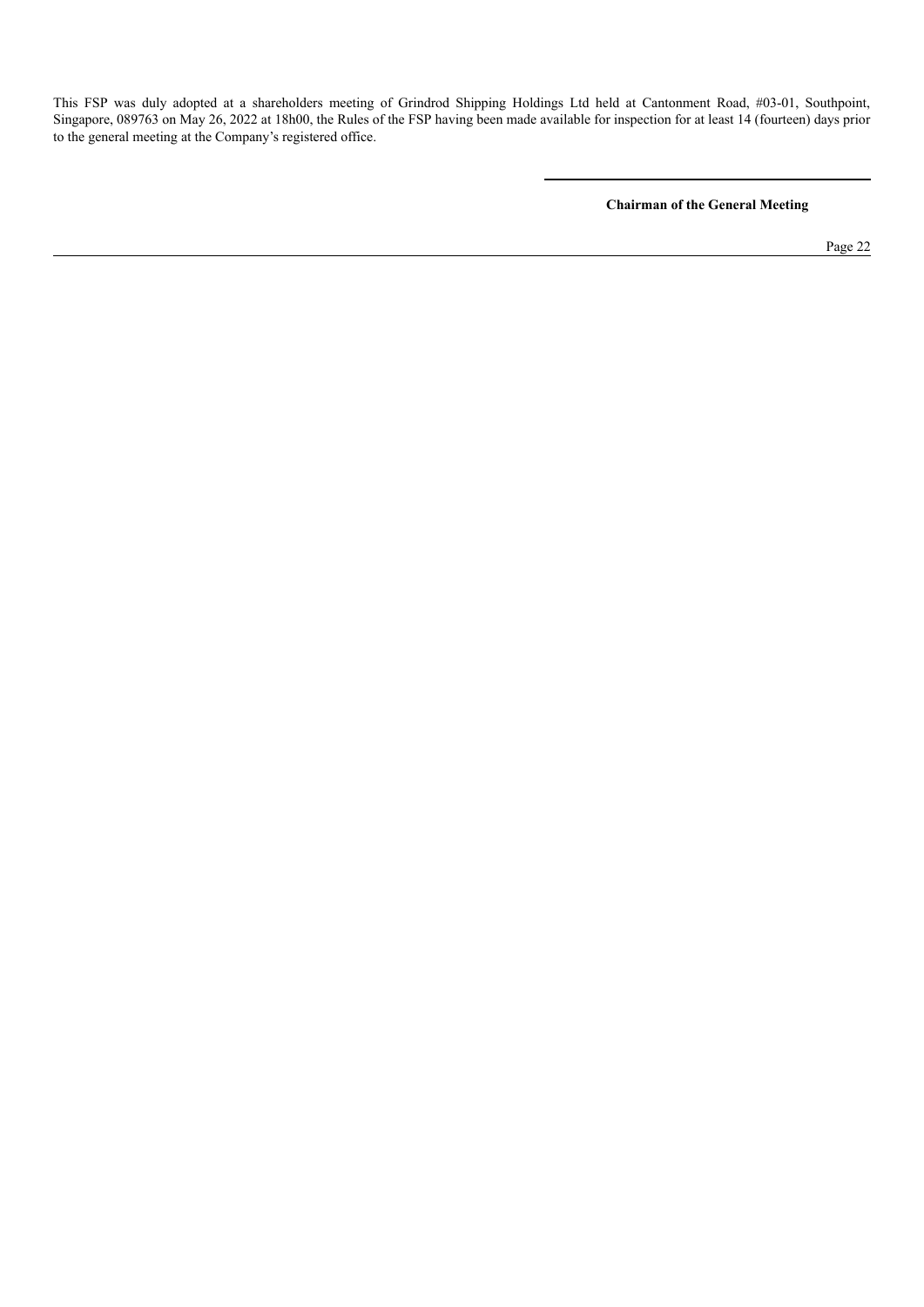This FSP was duly adopted at a shareholders meeting of Grindrod Shipping Holdings Ltd held at Cantonment Road, #03-01, Southpoint, Singapore, 089763 on May 26, 2022 at 18h00, the Rules of the FSP having been made available for inspection for at least 14 (fourteen) days prior to the general meeting at the Company's registered office.

**Chairman of the General Meeting**